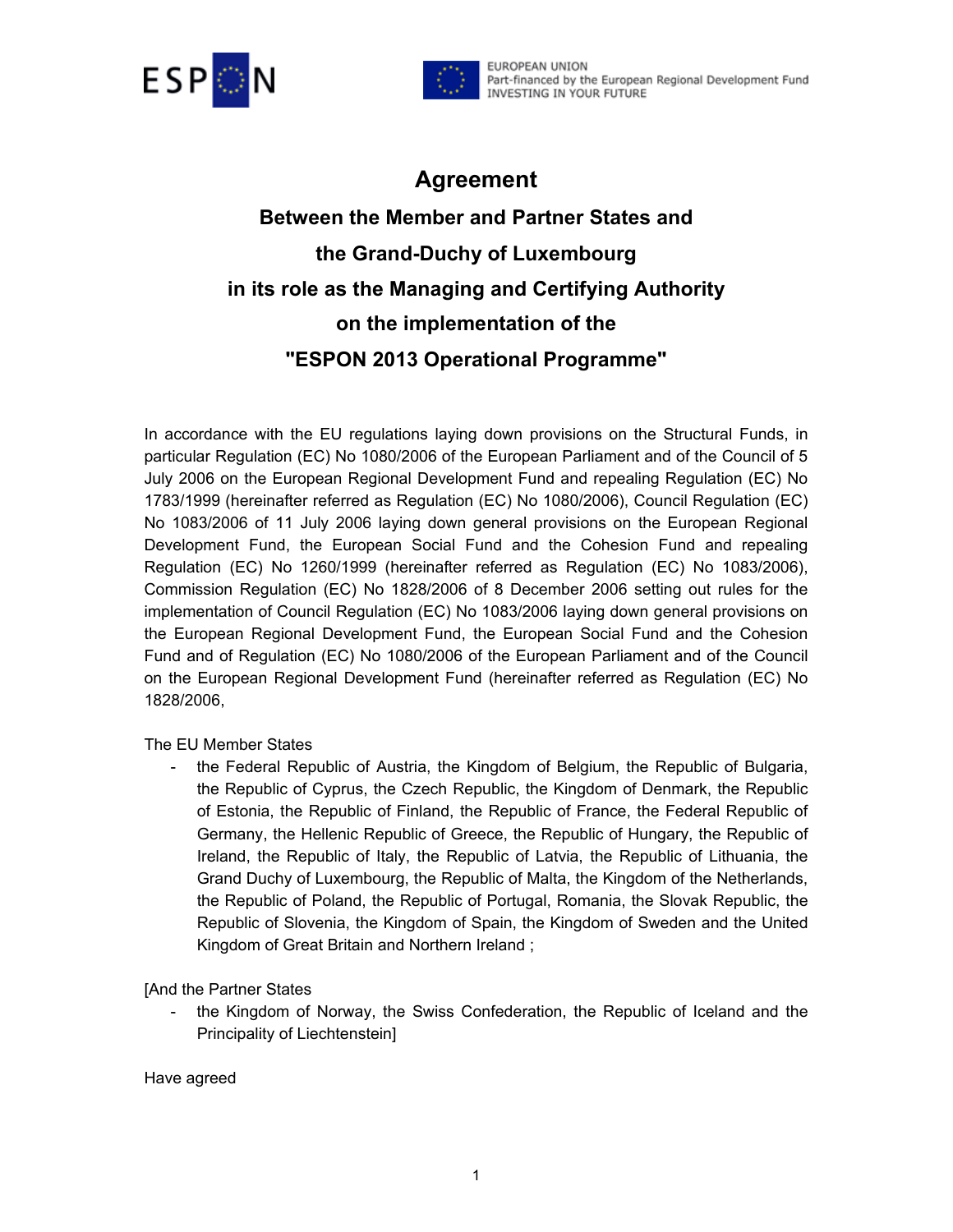# Agreement

## Between the Member and Partner States and the Grand-Duchy of Luxembourg in its role as the Managing and Certifying Authority on the implementation of the "ESPON 2013 Operational Programme"

In accordance with the EU regulations laying down provisions on the Structural Funds, in particular Regulation (EC) No 1080/2006 of the European Parliament and of the Council of 5 July 2006 on the European Regional Development Fund and repealing Regulation (EC) No 1783/1999 (hereinafter referred as Regulation (EC) No 1080/2006), Council Regulation (EC) No 1083/2006 of 11 July 2006 laying down general provisions on the European Regional Development Fund, the European Social Fund and the Cohesion Fund and repealing Regulation (EC) No 1260/1999 (hereinafter referred as Regulation (EC) No 1083/2006), Commission Regulation (EC) No 1828/2006 of 8 December 2006 setting out rules for the implementation of Council Regulation (EC) No 1083/2006 laying down general provisions on the European Regional Development Fund, the European Social Fund and the Cohesion Fund and of Regulation (EC) No 1080/2006 of the European Parliament and of the Council on the European Regional Development Fund (hereinafter referred as Regulation (EC) No 1828/2006,

The EU Member States

- the Federal Republic of Austria, the Kingdom of Belgium, the Republic of Bulgaria, the Republic of Cyprus, the Czech Republic, the Kingdom of Denmark, the Republic of Estonia, the Republic of Finland, the Republic of France, the Federal Republic of Germany, the Hellenic Republic of Greece, the Republic of Hungary, the Republic of Ireland, the Republic of Italy, the Republic of Latvia, the Republic of Lithuania, the Grand Duchy of Luxembourg, the Republic of Malta, the Kingdom of the Netherlands, the Republic of Poland, the Republic of Portugal, Romania, the Slovak Republic, the Republic of Slovenia, the Kingdom of Spain, the Kingdom of Sweden and the United Kingdom of Great Britain and Northern Ireland ;

[And the Partner States

- the Kingdom of Norway, the Swiss Confederation, the Republic of Iceland and the Principality of Liechtenstein]

Have agreed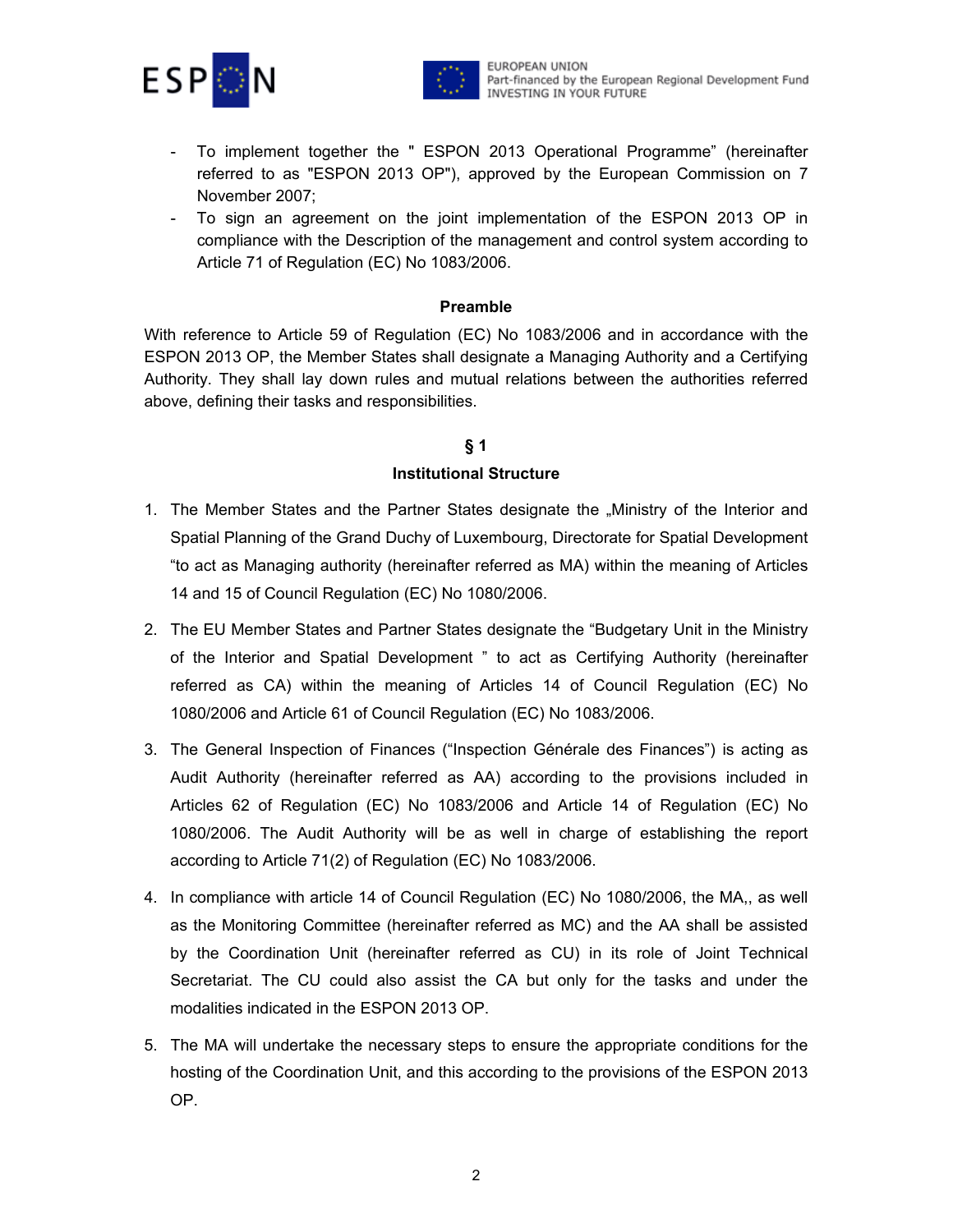- To implement together the " ESPON 2013 Operational Programme" (hereinafter referred to as "ESPON 2013 OP"), approved by the European Commission on 7 November 2007;
- To sign an agreement on the joint implementation of the ESPON 2013 OP in compliance with the Description of the management and control system according to Article 71 of Regulation (EC) No 1083/2006.

**Preamble**

With reference to Article 59 of Regulation (EC) No 1083/2006 and in accordance with the ESPON 2013 OP, the Member States shall designate a Managing Authority and a Certifying Authority. They shall lay down rules and mutual relations between the authorities referred above, defining their tasks and responsibilities.

## § 1

## Institutional Structure

1. The Member States and the Partner States designate the „Ministry of the Interior and Spatial Planning of the Grand Duchy of Luxembourg, Directorate for Spatial Development "to act as Managing authority (hereinafter referred as MA) within the meaning of Articles 14 and 15 of Council Regulation (EC) No 1080/2006.
2. The EU Member States and Partner States designate the "Budgetary Unit in the Ministry of the Interior and Spatial Development " to act as Certifying Authority (hereinafter referred as CA) within the meaning of Articles 14 of Council Regulation (EC) No 1080/2006 and Article 61 of Council Regulation (EC) No 1083/2006.
3. The General Inspection of Finances ("Inspection Générale des Finances") is acting as Audit Authority (hereinafter referred as AA) according to the provisions included in Articles 62 of Regulation (EC) No 1083/2006 and Article 14 of Regulation (EC) No 1080/2006. The Audit Authority will be as well in charge of establishing the report according to Article 71(2) of Regulation (EC) No 1083/2006.
4. In compliance with article 14 of Council Regulation (EC) No 1080/2006, the MA,, as well as the Monitoring Committee (hereinafter referred as MC) and the AA shall be assisted by the Coordination Unit (hereinafter referred as CU) in its role of Joint Technical Secretariat. The CU could also assist the CA but only for the tasks and under the modalities indicated in the ESPON 2013 OP.
5. The MA will undertake the necessary steps to ensure the appropriate conditions for the hosting of the Coordination Unit, and this according to the provisions of the ESPON 2013 OP.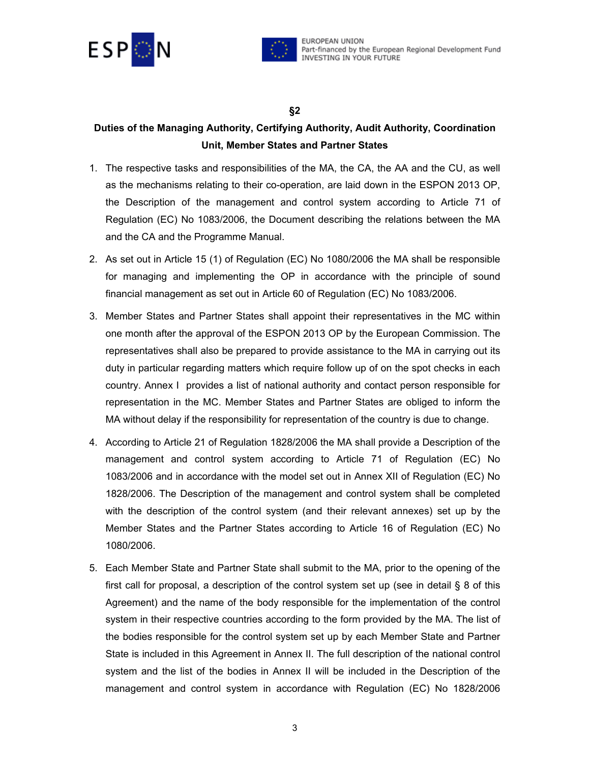## §2

## Duties of the Managing Authority, Certifying Authority, Audit Authority, Coordination Unit, Member States and Partner States

1. The respective tasks and responsibilities of the MA, the CA, the AA and the CU, as well as the mechanisms relating to their co-operation, are laid down in the ESPON 2013 OP, the Description of the management and control system according to Article 71 of Regulation (EC) No 1083/2006, the Document describing the relations between the MA and the CA and the Programme Manual.

2. As set out in Article 15 (1) of Regulation (EC) No 1080/2006 the MA shall be responsible for managing and implementing the OP in accordance with the principle of sound financial management as set out in Article 60 of Regulation (EC) No 1083/2006.

3. Member States and Partner States shall appoint their representatives in the MC within one month after the approval of the ESPON 2013 OP by the European Commission. The representatives shall also be prepared to provide assistance to the MA in carrying out its duty in particular regarding matters which require follow up of on the spot checks in each country. Annex I provides a list of national authority and contact person responsible for representation in the MC. Member States and Partner States are obliged to inform the MA without delay if the responsibility for representation of the country is due to change.

4. According to Article 21 of Regulation 1828/2006 the MA shall provide a Description of the management and control system according to Article 71 of Regulation (EC) No 1083/2006 and in accordance with the model set out in Annex XII of Regulation (EC) No 1828/2006. The Description of the management and control system shall be completed with the description of the control system (and their relevant annexes) set up by the Member States and the Partner States according to Article 16 of Regulation (EC) No 1080/2006.

5. Each Member State and Partner State shall submit to the MA, prior to the opening of the first call for proposal, a description of the control system set up (see in detail § 8 of this Agreement) and the name of the body responsible for the implementation of the control system in their respective countries according to the form provided by the MA. The list of the bodies responsible for the control system set up by each Member State and Partner State is included in this Agreement in Annex II. The full description of the national control system and the list of the bodies in Annex II will be included in the Description of the management and control system in accordance with Regulation (EC) No 1828/2006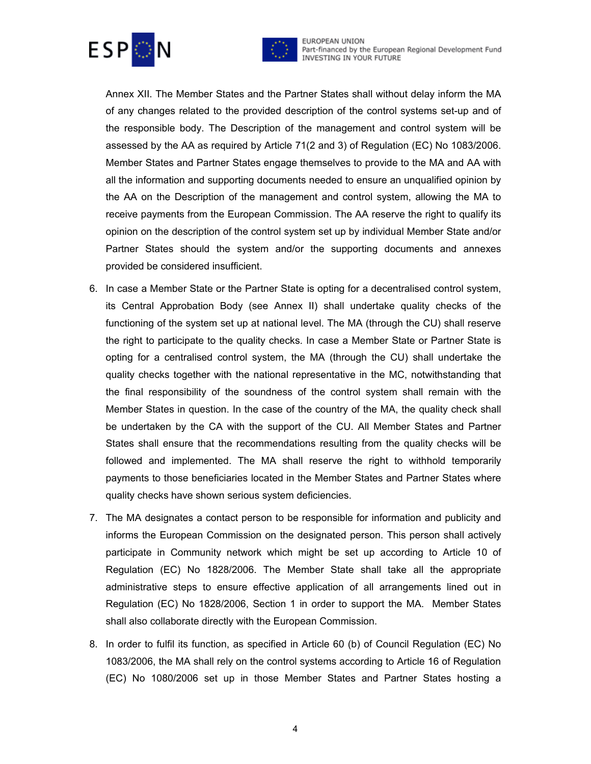Annex XII. The Member States and the Partner States shall without delay inform the MA of any changes related to the provided description of the control systems set-up and of the responsible body. The Description of the management and control system will be assessed by the AA as required by Article 71(2 and 3) of Regulation (EC) No 1083/2006. Member States and Partner States engage themselves to provide to the MA and AA with all the information and supporting documents needed to ensure an unqualified opinion by the AA on the Description of the management and control system, allowing the MA to receive payments from the European Commission. The AA reserve the right to qualify its opinion on the description of the control system set up by individual Member State and/or Partner States should the system and/or the supporting documents and annexes provided be considered insufficient.

6. In case a Member State or the Partner State is opting for a decentralised control system, its Central Approbation Body (see Annex II) shall undertake quality checks of the functioning of the system set up at national level. The MA (through the CU) shall reserve the right to participate to the quality checks. In case a Member State or Partner State is opting for a centralised control system, the MA (through the CU) shall undertake the quality checks together with the national representative in the MC, notwithstanding that the final responsibility of the soundness of the control system shall remain with the Member States in question. In the case of the country of the MA, the quality check shall be undertaken by the CA with the support of the CU. All Member States and Partner States shall ensure that the recommendations resulting from the quality checks will be followed and implemented. The MA shall reserve the right to withhold temporarily payments to those beneficiaries located in the Member States and Partner States where quality checks have shown serious system deficiencies.

7. The MA designates a contact person to be responsible for information and publicity and informs the European Commission on the designated person. This person shall actively participate in Community network which might be set up according to Article 10 of Regulation (EC) No 1828/2006. The Member State shall take all the appropriate administrative steps to ensure effective application of all arrangements lined out in Regulation (EC) No 1828/2006, Section 1 in order to support the MA. Member States shall also collaborate directly with the European Commission.

8. In order to fulfil its function, as specified in Article 60 (b) of Council Regulation (EC) No 1083/2006, the MA shall rely on the control systems according to Article 16 of Regulation (EC) No 1080/2006 set up in those Member States and Partner States hosting a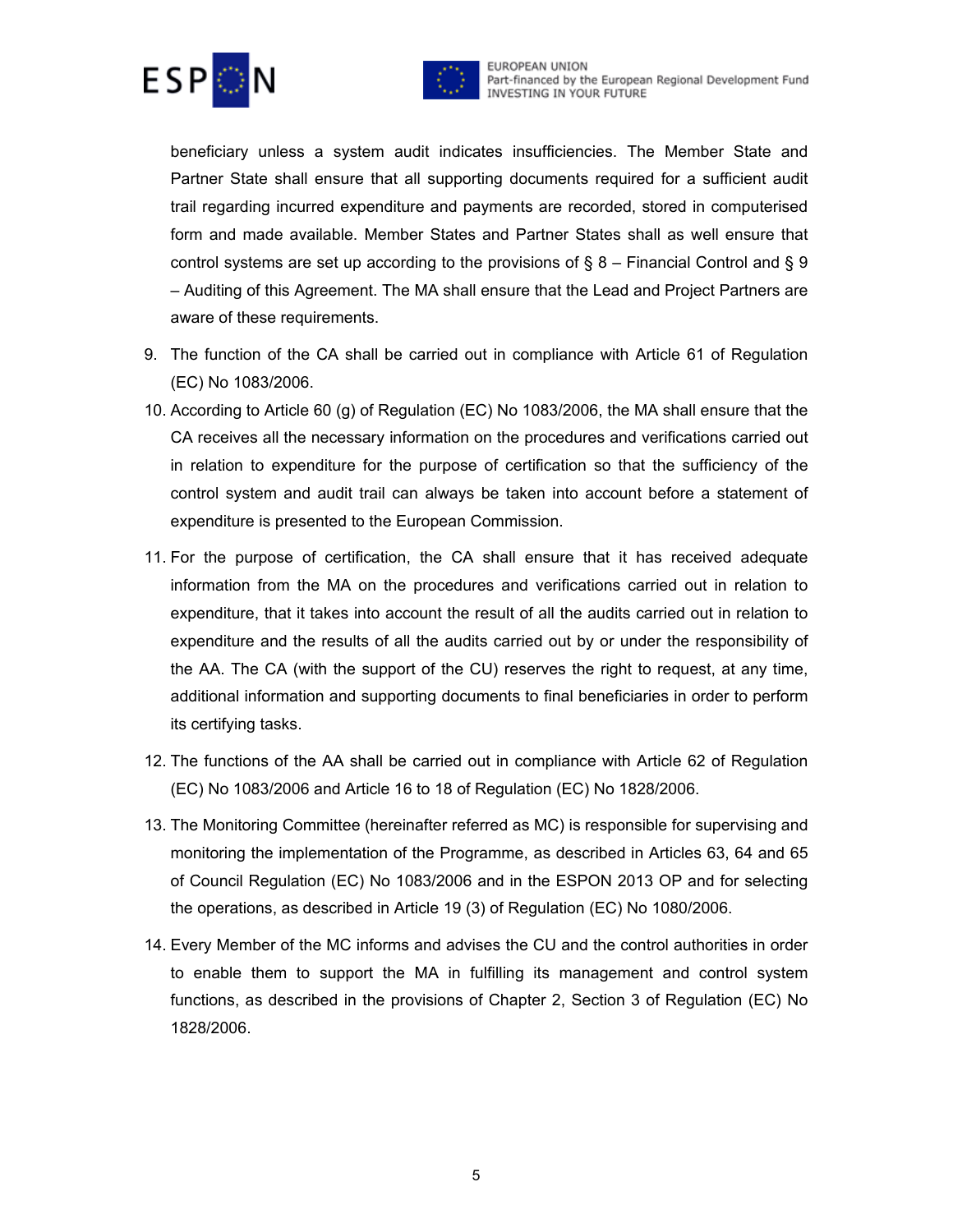beneficiary unless a system audit indicates insufficiencies. The Member State and Partner State shall ensure that all supporting documents required for a sufficient audit trail regarding incurred expenditure and payments are recorded, stored in computerised form and made available. Member States and Partner States shall as well ensure that control systems are set up according to the provisions of § 8 – Financial Control and § 9 – Auditing of this Agreement. The MA shall ensure that the Lead and Project Partners are aware of these requirements.

9. The function of the CA shall be carried out in compliance with Article 61 of Regulation (EC) No 1083/2006.
10. According to Article 60 (g) of Regulation (EC) No 1083/2006, the MA shall ensure that the CA receives all the necessary information on the procedures and verifications carried out in relation to expenditure for the purpose of certification so that the sufficiency of the control system and audit trail can always be taken into account before a statement of expenditure is presented to the European Commission.
11. For the purpose of certification, the CA shall ensure that it has received adequate information from the MA on the procedures and verifications carried out in relation to expenditure, that it takes into account the result of all the audits carried out in relation to expenditure and the results of all the audits carried out by or under the responsibility of the AA. The CA (with the support of the CU) reserves the right to request, at any time, additional information and supporting documents to final beneficiaries in order to perform its certifying tasks.
12. The functions of the AA shall be carried out in compliance with Article 62 of Regulation (EC) No 1083/2006 and Article 16 to 18 of Regulation (EC) No 1828/2006.
13. The Monitoring Committee (hereinafter referred as MC) is responsible for supervising and monitoring the implementation of the Programme, as described in Articles 63, 64 and 65 of Council Regulation (EC) No 1083/2006 and in the ESPON 2013 OP and for selecting the operations, as described in Article 19 (3) of Regulation (EC) No 1080/2006.
14. Every Member of the MC informs and advises the CU and the control authorities in order to enable them to support the MA in fulfilling its management and control system functions, as described in the provisions of Chapter 2, Section 3 of Regulation (EC) No 1828/2006.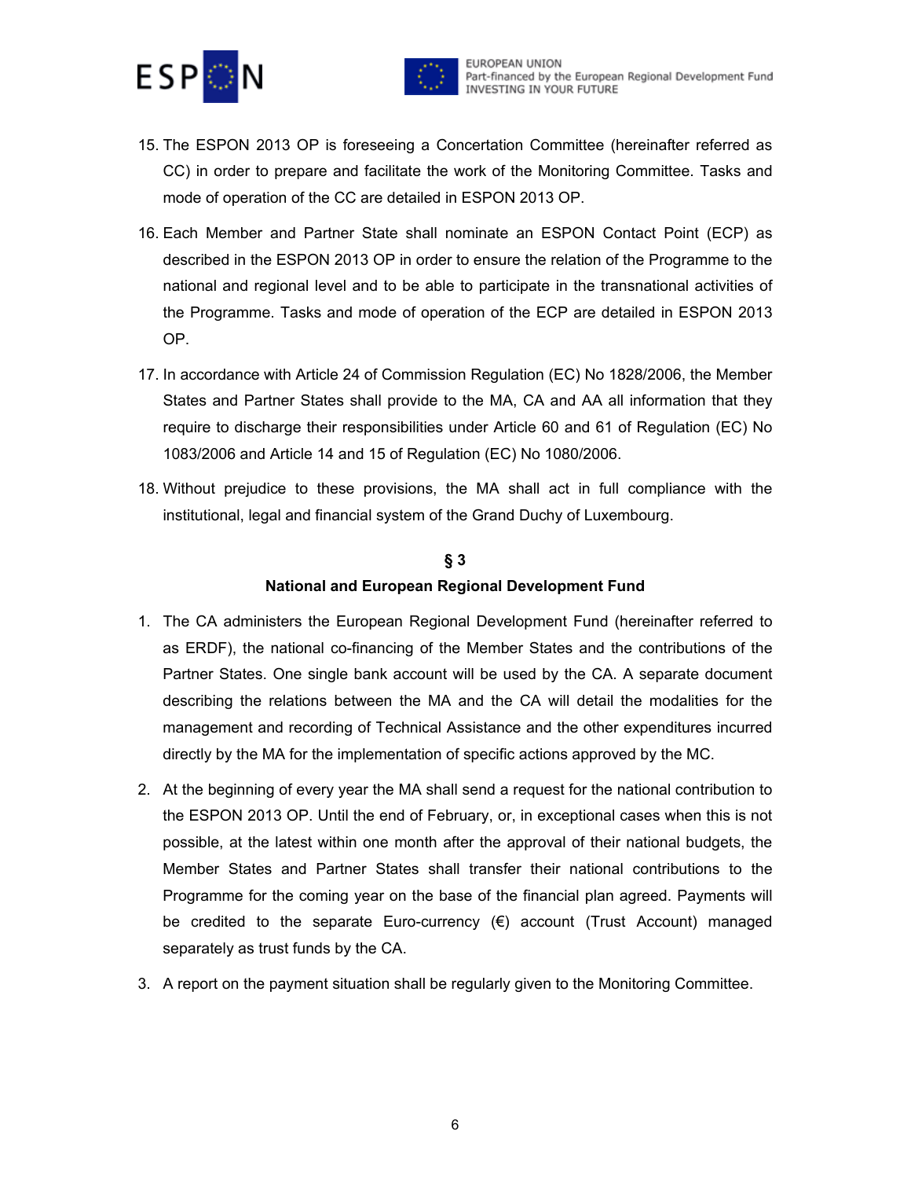15. The ESPON 2013 OP is foreseeing a Concertation Committee (hereinafter referred as CC) in order to prepare and facilitate the work of the Monitoring Committee. Tasks and mode of operation of the CC are detailed in ESPON 2013 OP.

16. Each Member and Partner State shall nominate an ESPON Contact Point (ECP) as described in the ESPON 2013 OP in order to ensure the relation of the Programme to the national and regional level and to be able to participate in the transnational activities of the Programme. Tasks and mode of operation of the ECP are detailed in ESPON 2013 OP.

17. In accordance with Article 24 of Commission Regulation (EC) No 1828/2006, the Member States and Partner States shall provide to the MA, CA and AA all information that they require to discharge their responsibilities under Article 60 and 61 of Regulation (EC) No 1083/2006 and Article 14 and 15 of Regulation (EC) No 1080/2006.

18. Without prejudice to these provisions, the MA shall act in full compliance with the institutional, legal and financial system of the Grand Duchy of Luxembourg.

## § 3

### National and European Regional Development Fund

1. The CA administers the European Regional Development Fund (hereinafter referred to as ERDF), the national co-financing of the Member States and the contributions of the Partner States. One single bank account will be used by the CA. A separate document describing the relations between the MA and the CA will detail the modalities for the management and recording of Technical Assistance and the other expenditures incurred directly by the MA for the implementation of specific actions approved by the MC.

2. At the beginning of every year the MA shall send a request for the national contribution to the ESPON 2013 OP. Until the end of February, or, in exceptional cases when this is not possible, at the latest within one month after the approval of their national budgets, the Member States and Partner States shall transfer their national contributions to the Programme for the coming year on the base of the financial plan agreed. Payments will be credited to the separate Euro-currency (€) account (Trust Account) managed separately as trust funds by the CA.

3. A report on the payment situation shall be regularly given to the Monitoring Committee.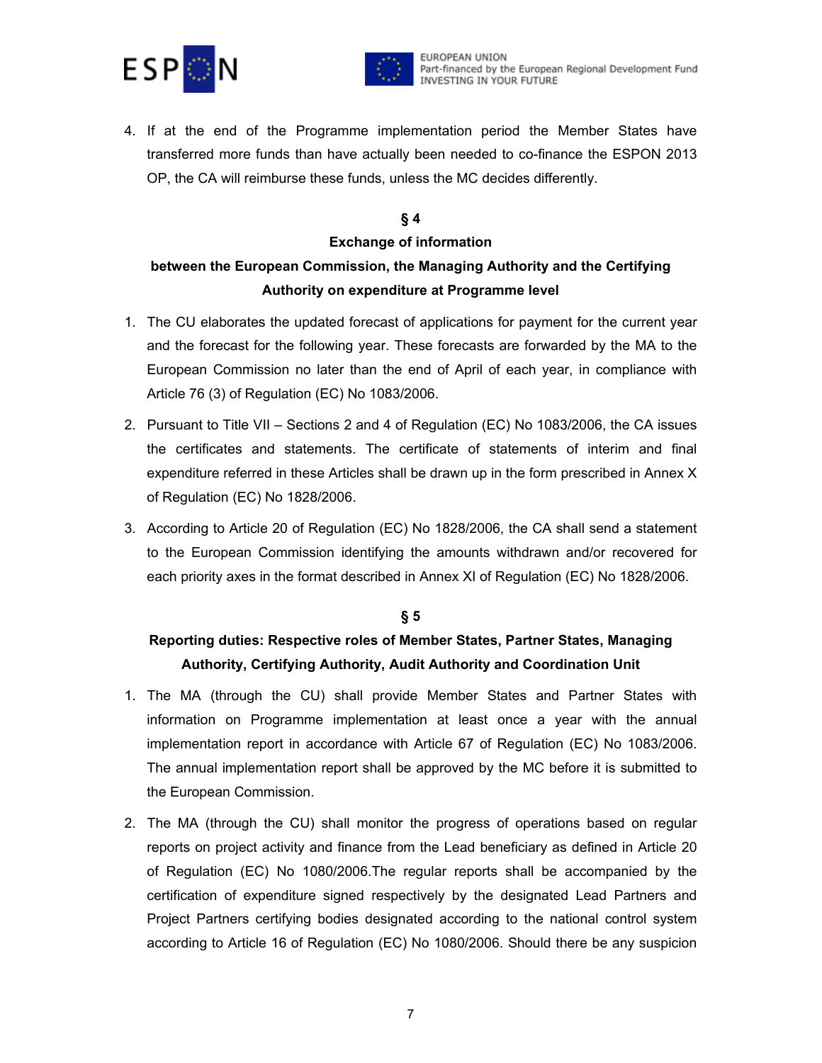4. If at the end of the Programme implementation period the Member States have transferred more funds than have actually been needed to co-finance the ESPON 2013 OP, the CA will reimburse these funds, unless the MC decides differently.

**§ 4**

**Exchange of information between the European Commission, the Managing Authority and the Certifying Authority on expenditure at Programme level**

1. The CU elaborates the updated forecast of applications for payment for the current year and the forecast for the following year. These forecasts are forwarded by the MA to the European Commission no later than the end of April of each year, in compliance with Article 76 (3) of Regulation (EC) No 1083/2006.

2. Pursuant to Title VII – Sections 2 and 4 of Regulation (EC) No 1083/2006, the CA issues the certificates and statements. The certificate of statements of interim and final expenditure referred in these Articles shall be drawn up in the form prescribed in Annex X of Regulation (EC) No 1828/2006.

3. According to Article 20 of Regulation (EC) No 1828/2006, the CA shall send a statement to the European Commission identifying the amounts withdrawn and/or recovered for each priority axes in the format described in Annex XI of Regulation (EC) No 1828/2006.

**§ 5**

**Reporting duties: Respective roles of Member States, Partner States, Managing Authority, Certifying Authority, Audit Authority and Coordination Unit**

1. The MA (through the CU) shall provide Member States and Partner States with information on Programme implementation at least once a year with the annual implementation report in accordance with Article 67 of Regulation (EC) No 1083/2006. The annual implementation report shall be approved by the MC before it is submitted to the European Commission.

2. The MA (through the CU) shall monitor the progress of operations based on regular reports on project activity and finance from the Lead beneficiary as defined in Article 20 of Regulation (EC) No 1080/2006.The regular reports shall be accompanied by the certification of expenditure signed respectively by the designated Lead Partners and Project Partners certifying bodies designated according to the national control system according to Article 16 of Regulation (EC) No 1080/2006. Should there be any suspicion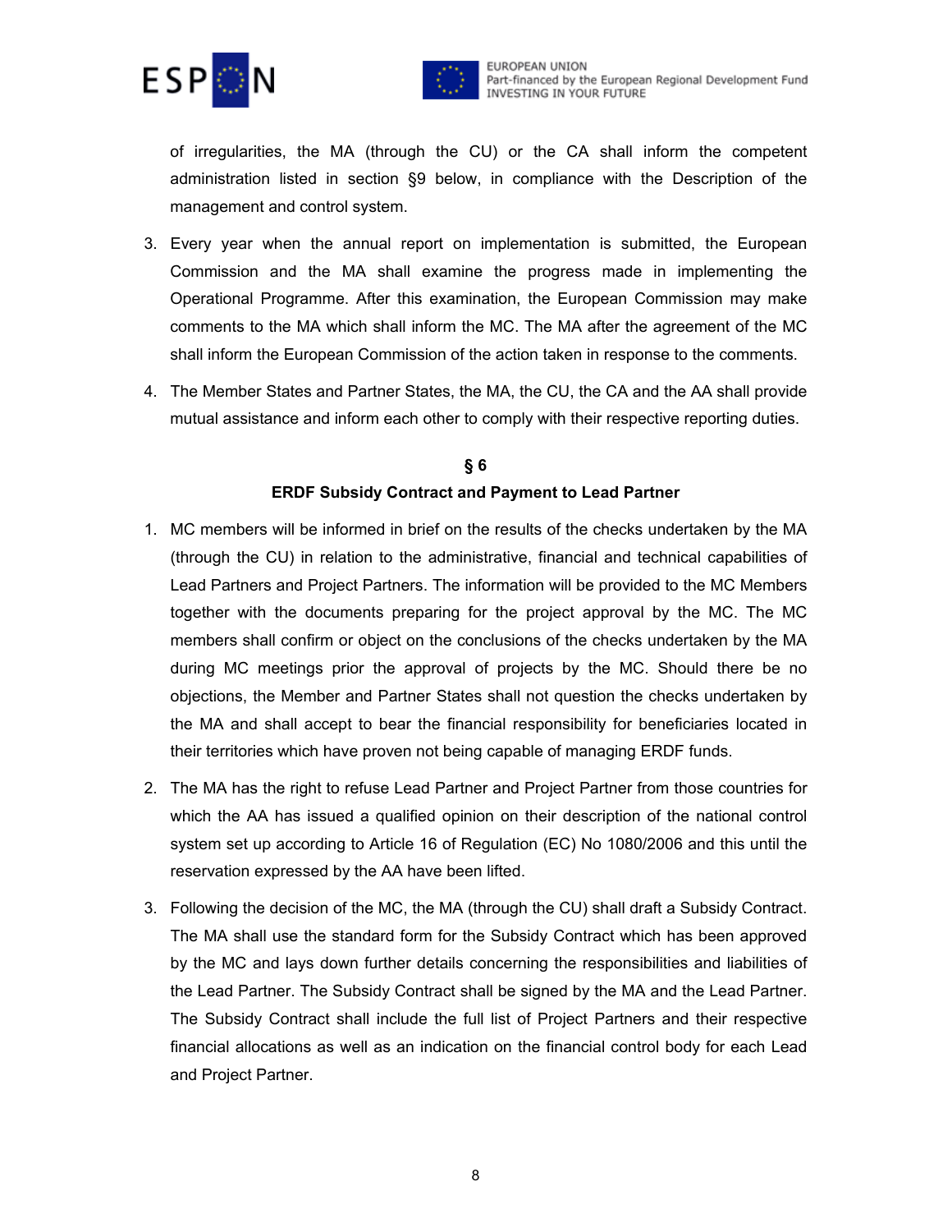of irregularities, the MA (through the CU) or the CA shall inform the competent administration listed in section §9 below, in compliance with the Description of the management and control system.

3. Every year when the annual report on implementation is submitted, the European Commission and the MA shall examine the progress made in implementing the Operational Programme. After this examination, the European Commission may make comments to the MA which shall inform the MC. The MA after the agreement of the MC shall inform the European Commission of the action taken in response to the comments.
4. The Member States and Partner States, the MA, the CU, the CA and the AA shall provide mutual assistance and inform each other to comply with their respective reporting duties.

## § 6
## ERDF Subsidy Contract and Payment to Lead Partner

1. MC members will be informed in brief on the results of the checks undertaken by the MA (through the CU) in relation to the administrative, financial and technical capabilities of Lead Partners and Project Partners. The information will be provided to the MC Members together with the documents preparing for the project approval by the MC. The MC members shall confirm or object on the conclusions of the checks undertaken by the MA during MC meetings prior the approval of projects by the MC. Should there be no objections, the Member and Partner States shall not question the checks undertaken by the MA and shall accept to bear the financial responsibility for beneficiaries located in their territories which have proven not being capable of managing ERDF funds.
2. The MA has the right to refuse Lead Partner and Project Partner from those countries for which the AA has issued a qualified opinion on their description of the national control system set up according to Article 16 of Regulation (EC) No 1080/2006 and this until the reservation expressed by the AA have been lifted.
3. Following the decision of the MC, the MA (through the CU) shall draft a Subsidy Contract. The MA shall use the standard form for the Subsidy Contract which has been approved by the MC and lays down further details concerning the responsibilities and liabilities of the Lead Partner. The Subsidy Contract shall be signed by the MA and the Lead Partner. The Subsidy Contract shall include the full list of Project Partners and their respective financial allocations as well as an indication on the financial control body for each Lead and Project Partner.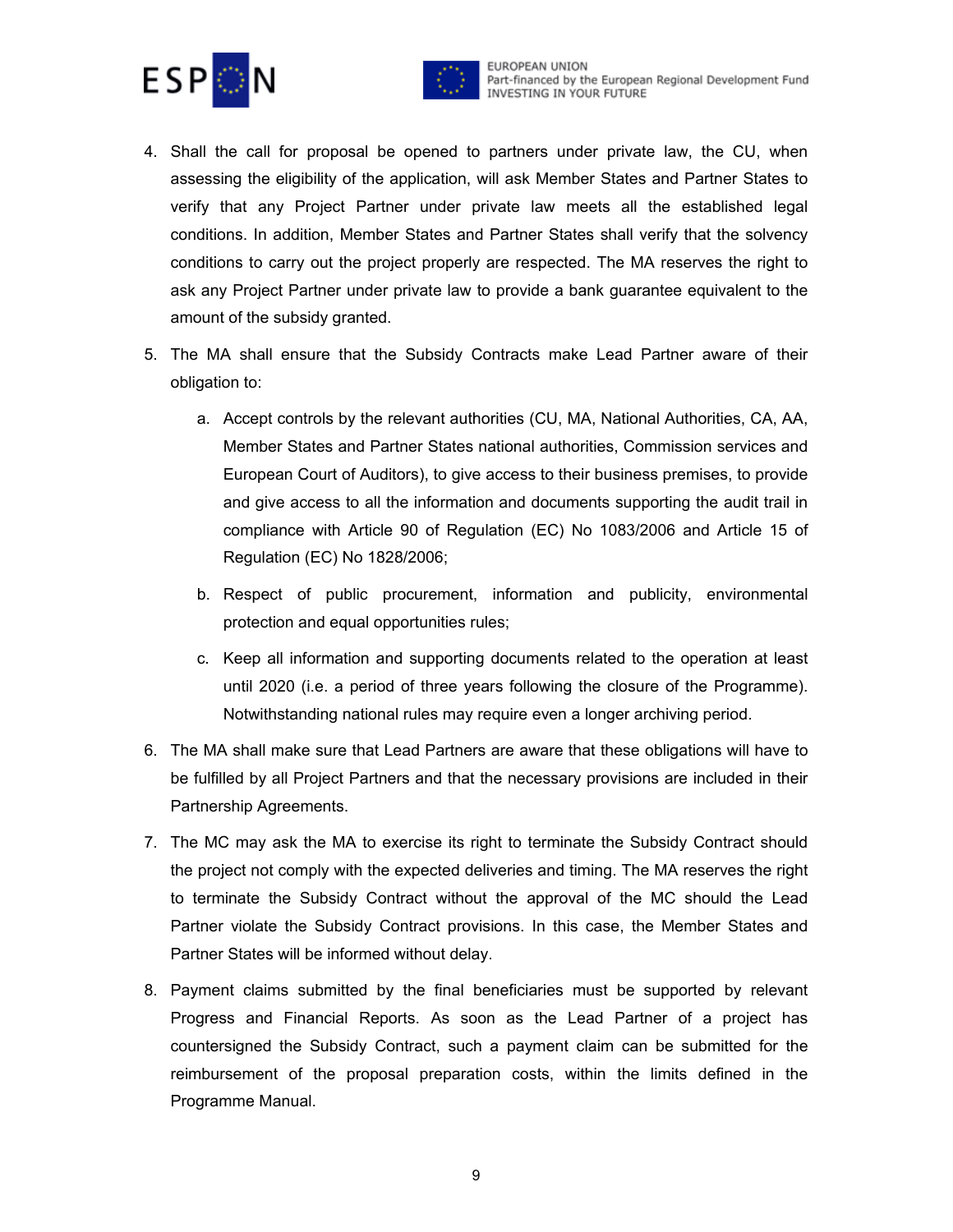4. Shall the call for proposal be opened to partners under private law, the CU, when assessing the eligibility of the application, will ask Member States and Partner States to verify that any Project Partner under private law meets all the established legal conditions. In addition, Member States and Partner States shall verify that the solvency conditions to carry out the project properly are respected. The MA reserves the right to ask any Project Partner under private law to provide a bank guarantee equivalent to the amount of the subsidy granted.

5. The MA shall ensure that the Subsidy Contracts make Lead Partner aware of their obligation to:

   a. Accept controls by the relevant authorities (CU, MA, National Authorities, CA, AA, Member States and Partner States national authorities, Commission services and European Court of Auditors), to give access to their business premises, to provide and give access to all the information and documents supporting the audit trail in compliance with Article 90 of Regulation (EC) No 1083/2006 and Article 15 of Regulation (EC) No 1828/2006;

   b. Respect of public procurement, information and publicity, environmental protection and equal opportunities rules;

   c. Keep all information and supporting documents related to the operation at least until 2020 (i.e. a period of three years following the closure of the Programme). Notwithstanding national rules may require even a longer archiving period.

6. The MA shall make sure that Lead Partners are aware that these obligations will have to be fulfilled by all Project Partners and that the necessary provisions are included in their Partnership Agreements.

7. The MC may ask the MA to exercise its right to terminate the Subsidy Contract should the project not comply with the expected deliveries and timing. The MA reserves the right to terminate the Subsidy Contract without the approval of the MC should the Lead Partner violate the Subsidy Contract provisions. In this case, the Member States and Partner States will be informed without delay.

8. Payment claims submitted by the final beneficiaries must be supported by relevant Progress and Financial Reports. As soon as the Lead Partner of a project has countersigned the Subsidy Contract, such a payment claim can be submitted for the reimbursement of the proposal preparation costs, within the limits defined in the Programme Manual.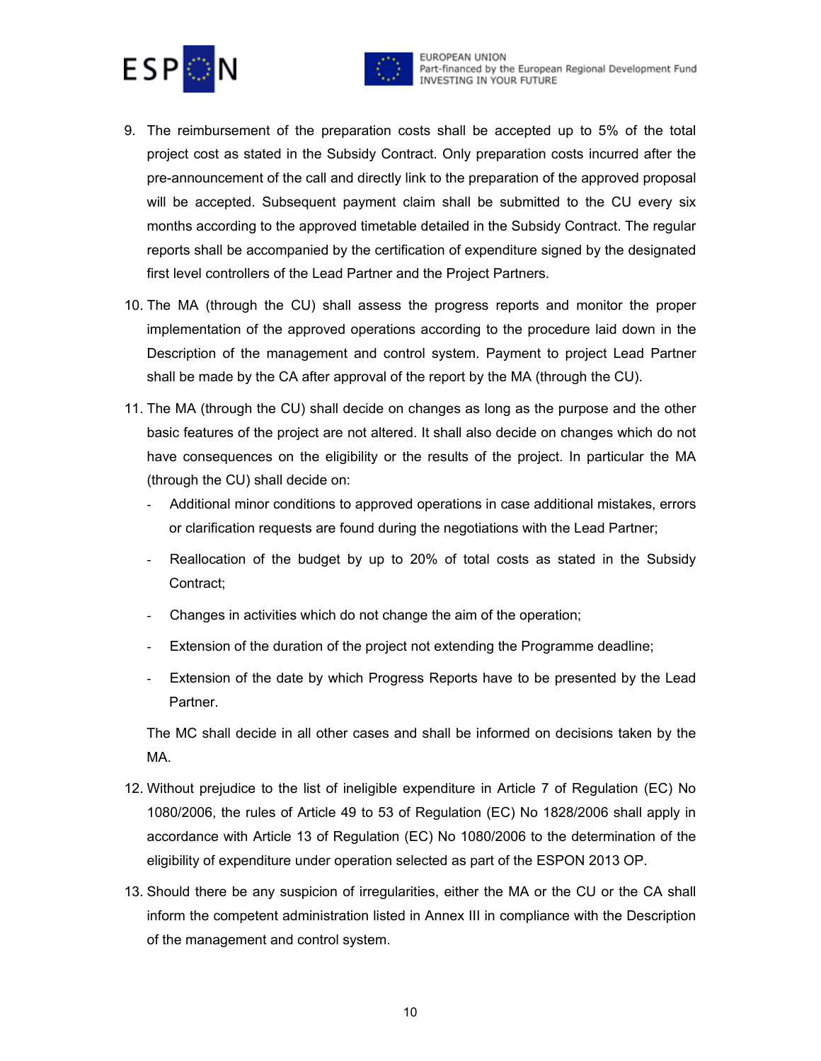9. The reimbursement of the preparation costs shall be accepted up to 5% of the total project cost as stated in the Subsidy Contract. Only preparation costs incurred after the pre-announcement of the call and directly link to the preparation of the approved proposal will be accepted. Subsequent payment claim shall be submitted to the CU every six months according to the approved timetable detailed in the Subsidy Contract. The regular reports shall be accompanied by the certification of expenditure signed by the designated first level controllers of the Lead Partner and the Project Partners.

10. The MA (through the CU) shall assess the progress reports and monitor the proper implementation of the approved operations according to the procedure laid down in the Description of the management and control system. Payment to project Lead Partner shall be made by the CA after approval of the report by the MA (through the CU).

11. The MA (through the CU) shall decide on changes as long as the purpose and the other basic features of the project are not altered. It shall also decide on changes which do not have consequences on the eligibility or the results of the project. In particular the MA (through the CU) shall decide on:

    - Additional minor conditions to approved operations in case additional mistakes, errors or clarification requests are found during the negotiations with the Lead Partner;
    - Reallocation of the budget by up to 20% of total costs as stated in the Subsidy Contract;
    - Changes in activities which do not change the aim of the operation;
    - Extension of the duration of the project not extending the Programme deadline;
    - Extension of the date by which Progress Reports have to be presented by the Lead Partner.

    The MC shall decide in all other cases and shall be informed on decisions taken by the MA.

12. Without prejudice to the list of ineligible expenditure in Article 7 of Regulation (EC) No 1080/2006, the rules of Article 49 to 53 of Regulation (EC) No 1828/2006 shall apply in accordance with Article 13 of Regulation (EC) No 1080/2006 to the determination of the eligibility of expenditure under operation selected as part of the ESPON 2013 OP.

13. Should there be any suspicion of irregularities, either the MA or the CU or the CA shall inform the competent administration listed in Annex III in compliance with the Description of the management and control system.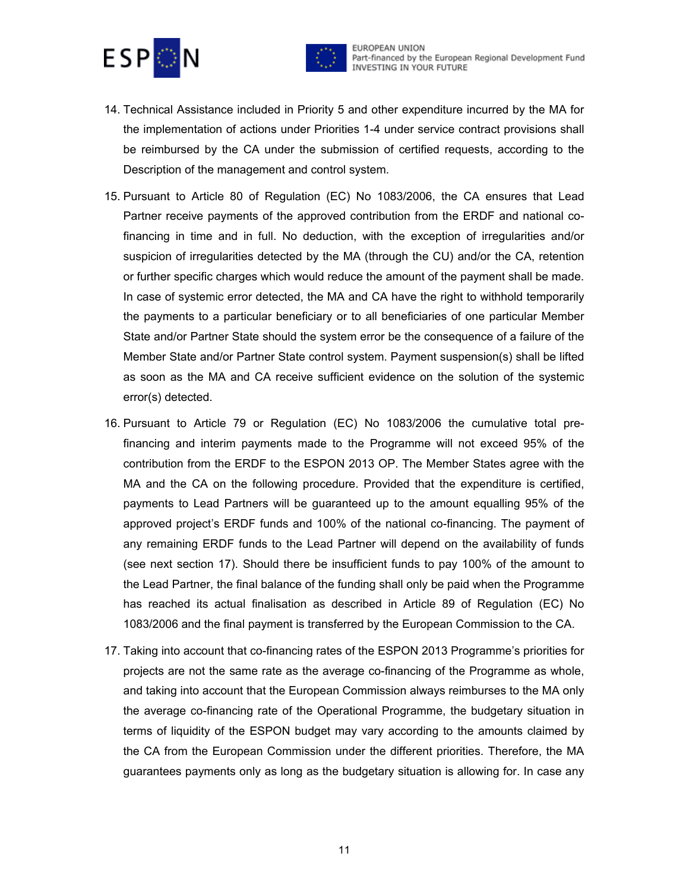14. Technical Assistance included in Priority 5 and other expenditure incurred by the MA for the implementation of actions under Priorities 1-4 under service contract provisions shall be reimbursed by the CA under the submission of certified requests, according to the Description of the management and control system.

15. Pursuant to Article 80 of Regulation (EC) No 1083/2006, the CA ensures that Lead Partner receive payments of the approved contribution from the ERDF and national co-financing in time and in full. No deduction, with the exception of irregularities and/or suspicion of irregularities detected by the MA (through the CU) and/or the CA, retention or further specific charges which would reduce the amount of the payment shall be made. In case of systemic error detected, the MA and CA have the right to withhold temporarily the payments to a particular beneficiary or to all beneficiaries of one particular Member State and/or Partner State should the system error be the consequence of a failure of the Member State and/or Partner State control system. Payment suspension(s) shall be lifted as soon as the MA and CA receive sufficient evidence on the solution of the systemic error(s) detected.

16. Pursuant to Article 79 or Regulation (EC) No 1083/2006 the cumulative total pre-financing and interim payments made to the Programme will not exceed 95% of the contribution from the ERDF to the ESPON 2013 OP. The Member States agree with the MA and the CA on the following procedure. Provided that the expenditure is certified, payments to Lead Partners will be guaranteed up to the amount equalling 95% of the approved project's ERDF funds and 100% of the national co-financing. The payment of any remaining ERDF funds to the Lead Partner will depend on the availability of funds (see next section 17). Should there be insufficient funds to pay 100% of the amount to the Lead Partner, the final balance of the funding shall only be paid when the Programme has reached its actual finalisation as described in Article 89 of Regulation (EC) No 1083/2006 and the final payment is transferred by the European Commission to the CA.

17. Taking into account that co-financing rates of the ESPON 2013 Programme's priorities for projects are not the same rate as the average co-financing of the Programme as whole, and taking into account that the European Commission always reimburses to the MA only the average co-financing rate of the Operational Programme, the budgetary situation in terms of liquidity of the ESPON budget may vary according to the amounts claimed by the CA from the European Commission under the different priorities. Therefore, the MA guarantees payments only as long as the budgetary situation is allowing for. In case any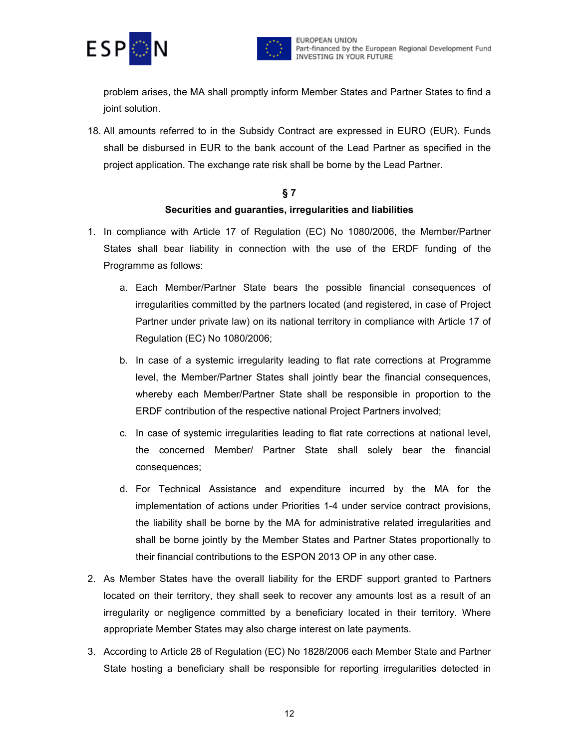problem arises, the MA shall promptly inform Member States and Partner States to find a joint solution.

18. All amounts referred to in the Subsidy Contract are expressed in EURO (EUR). Funds shall be disbursed in EUR to the bank account of the Lead Partner as specified in the project application. The exchange rate risk shall be borne by the Lead Partner.

## § 7
## Securities and guaranties, irregularities and liabilities

1. In compliance with Article 17 of Regulation (EC) No 1080/2006, the Member/Partner States shall bear liability in connection with the use of the ERDF funding of the Programme as follows:

   a. Each Member/Partner State bears the possible financial consequences of irregularities committed by the partners located (and registered, in case of Project Partner under private law) on its national territory in compliance with Article 17 of Regulation (EC) No 1080/2006;

   b. In case of a systemic irregularity leading to flat rate corrections at Programme level, the Member/Partner States shall jointly bear the financial consequences, whereby each Member/Partner State shall be responsible in proportion to the ERDF contribution of the respective national Project Partners involved;

   c. In case of systemic irregularities leading to flat rate corrections at national level, the concerned Member/ Partner State shall solely bear the financial consequences;

   d. For Technical Assistance and expenditure incurred by the MA for the implementation of actions under Priorities 1-4 under service contract provisions, the liability shall be borne by the MA for administrative related irregularities and shall be borne jointly by the Member States and Partner States proportionally to their financial contributions to the ESPON 2013 OP in any other case.

2. As Member States have the overall liability for the ERDF support granted to Partners located on their territory, they shall seek to recover any amounts lost as a result of an irregularity or negligence committed by a beneficiary located in their territory. Where appropriate Member States may also charge interest on late payments.

3. According to Article 28 of Regulation (EC) No 1828/2006 each Member State and Partner State hosting a beneficiary shall be responsible for reporting irregularities detected in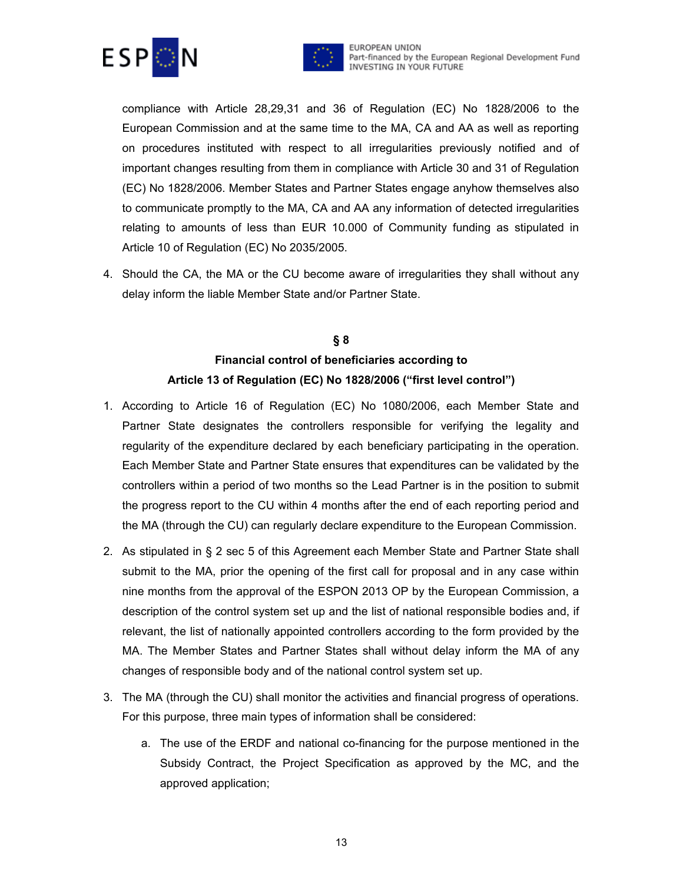compliance with Article 28,29,31 and 36 of Regulation (EC) No 1828/2006 to the European Commission and at the same time to the MA, CA and AA as well as reporting on procedures instituted with respect to all irregularities previously notified and of important changes resulting from them in compliance with Article 30 and 31 of Regulation (EC) No 1828/2006. Member States and Partner States engage anyhow themselves also to communicate promptly to the MA, CA and AA any information of detected irregularities relating to amounts of less than EUR 10.000 of Community funding as stipulated in Article 10 of Regulation (EC) No 2035/2005.

4. Should the CA, the MA or the CU become aware of irregularities they shall without any delay inform the liable Member State and/or Partner State.

## § 8

## Financial control of beneficiaries according to Article 13 of Regulation (EC) No 1828/2006 ("first level control")

1. According to Article 16 of Regulation (EC) No 1080/2006, each Member State and Partner State designates the controllers responsible for verifying the legality and regularity of the expenditure declared by each beneficiary participating in the operation. Each Member State and Partner State ensures that expenditures can be validated by the controllers within a period of two months so the Lead Partner is in the position to submit the progress report to the CU within 4 months after the end of each reporting period and the MA (through the CU) can regularly declare expenditure to the European Commission.

2. As stipulated in § 2 sec 5 of this Agreement each Member State and Partner State shall submit to the MA, prior the opening of the first call for proposal and in any case within nine months from the approval of the ESPON 2013 OP by the European Commission, a description of the control system set up and the list of national responsible bodies and, if relevant, the list of nationally appointed controllers according to the form provided by the MA. The Member States and Partner States shall without delay inform the MA of any changes of responsible body and of the national control system set up.

3. The MA (through the CU) shall monitor the activities and financial progress of operations. For this purpose, three main types of information shall be considered:

   a. The use of the ERDF and national co-financing for the purpose mentioned in the Subsidy Contract, the Project Specification as approved by the MC, and the approved application;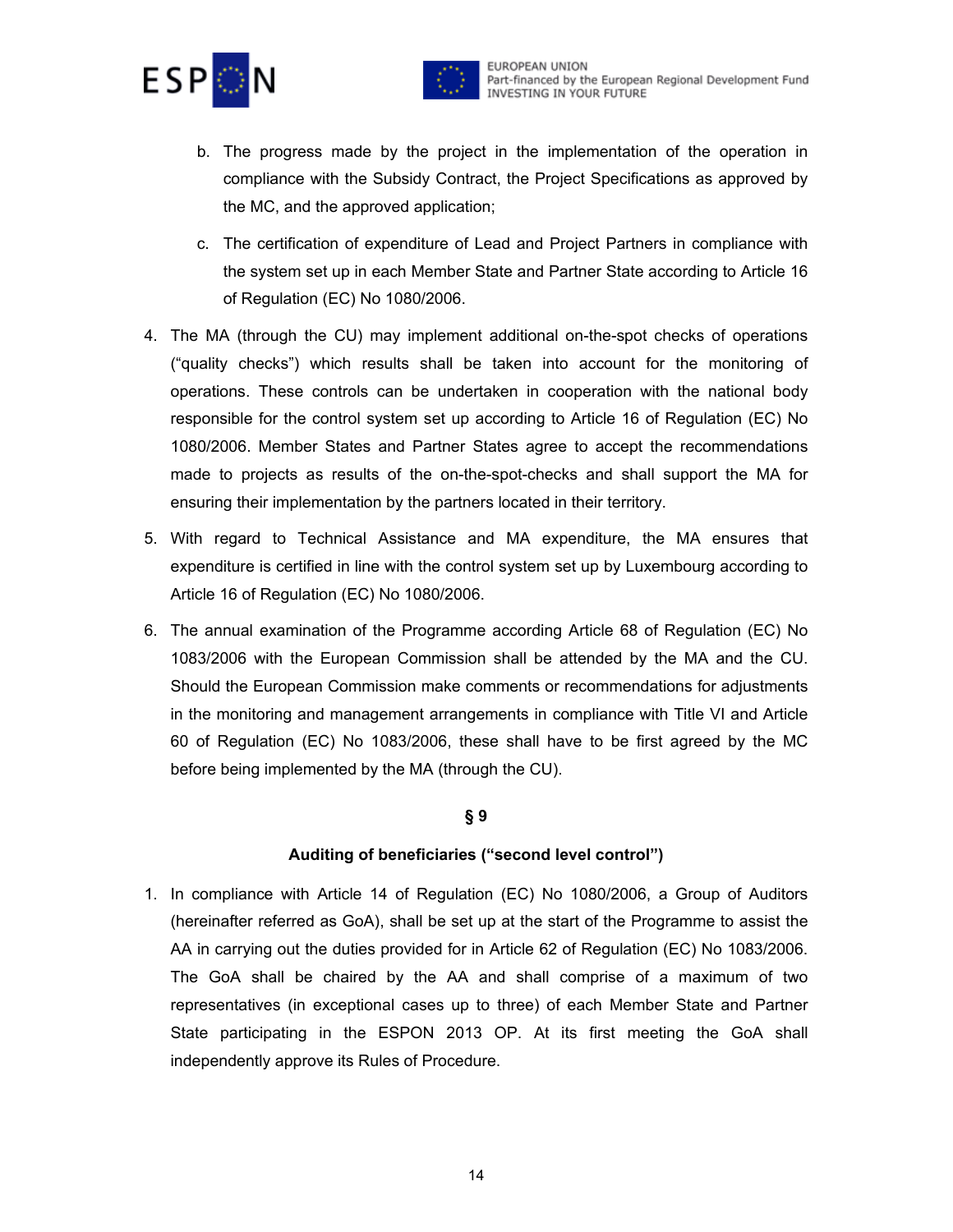b. The progress made by the project in the implementation of the operation in compliance with the Subsidy Contract, the Project Specifications as approved by the MC, and the approved application;

   c. The certification of expenditure of Lead and Project Partners in compliance with the system set up in each Member State and Partner State according to Article 16 of Regulation (EC) No 1080/2006.

4. The MA (through the CU) may implement additional on-the-spot checks of operations ("quality checks") which results shall be taken into account for the monitoring of operations. These controls can be undertaken in cooperation with the national body responsible for the control system set up according to Article 16 of Regulation (EC) No 1080/2006. Member States and Partner States agree to accept the recommendations made to projects as results of the on-the-spot-checks and shall support the MA for ensuring their implementation by the partners located in their territory.

5. With regard to Technical Assistance and MA expenditure, the MA ensures that expenditure is certified in line with the control system set up by Luxembourg according to Article 16 of Regulation (EC) No 1080/2006.

6. The annual examination of the Programme according Article 68 of Regulation (EC) No 1083/2006 with the European Commission shall be attended by the MA and the CU. Should the European Commission make comments or recommendations for adjustments in the monitoring and management arrangements in compliance with Title VI and Article 60 of Regulation (EC) No 1083/2006, these shall have to be first agreed by the MC before being implemented by the MA (through the CU).

## § 9

### Auditing of beneficiaries ("second level control")

1. In compliance with Article 14 of Regulation (EC) No 1080/2006, a Group of Auditors (hereinafter referred as GoA), shall be set up at the start of the Programme to assist the AA in carrying out the duties provided for in Article 62 of Regulation (EC) No 1083/2006. The GoA shall be chaired by the AA and shall comprise of a maximum of two representatives (in exceptional cases up to three) of each Member State and Partner State participating in the ESPON 2013 OP. At its first meeting the GoA shall independently approve its Rules of Procedure.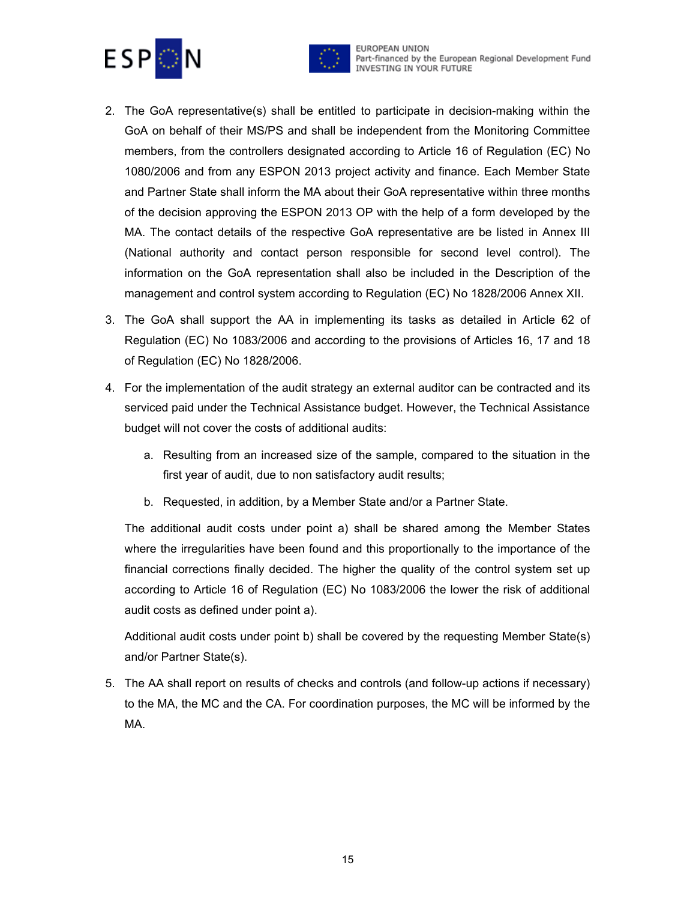2. The GoA representative(s) shall be entitled to participate in decision-making within the GoA on behalf of their MS/PS and shall be independent from the Monitoring Committee members, from the controllers designated according to Article 16 of Regulation (EC) No 1080/2006 and from any ESPON 2013 project activity and finance. Each Member State and Partner State shall inform the MA about their GoA representative within three months of the decision approving the ESPON 2013 OP with the help of a form developed by the MA. The contact details of the respective GoA representative are be listed in Annex III (National authority and contact person responsible for second level control). The information on the GoA representation shall also be included in the Description of the management and control system according to Regulation (EC) No 1828/2006 Annex XII.

3. The GoA shall support the AA in implementing its tasks as detailed in Article 62 of Regulation (EC) No 1083/2006 and according to the provisions of Articles 16, 17 and 18 of Regulation (EC) No 1828/2006.

4. For the implementation of the audit strategy an external auditor can be contracted and its serviced paid under the Technical Assistance budget. However, the Technical Assistance budget will not cover the costs of additional audits:

   a. Resulting from an increased size of the sample, compared to the situation in the first year of audit, due to non satisfactory audit results;

   b. Requested, in addition, by a Member State and/or a Partner State.

   The additional audit costs under point a) shall be shared among the Member States where the irregularities have been found and this proportionally to the importance of the financial corrections finally decided. The higher the quality of the control system set up according to Article 16 of Regulation (EC) No 1083/2006 the lower the risk of additional audit costs as defined under point a).

   Additional audit costs under point b) shall be covered by the requesting Member State(s) and/or Partner State(s).

5. The AA shall report on results of checks and controls (and follow-up actions if necessary) to the MA, the MC and the CA. For coordination purposes, the MC will be informed by the MA.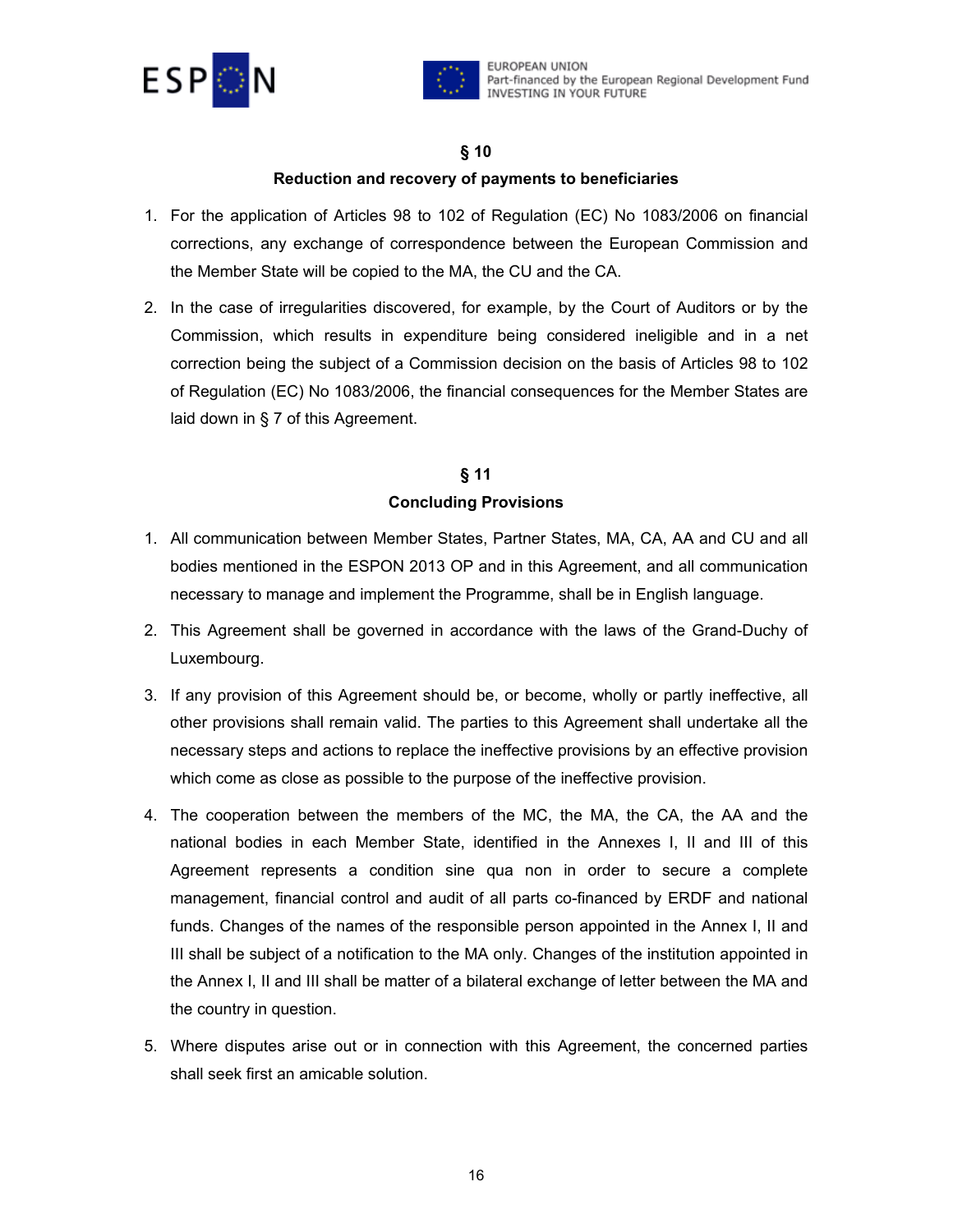## § 10

### Reduction and recovery of payments to beneficiaries

1. For the application of Articles 98 to 102 of Regulation (EC) No 1083/2006 on financial corrections, any exchange of correspondence between the European Commission and the Member State will be copied to the MA, the CU and the CA.

2. In the case of irregularities discovered, for example, by the Court of Auditors or by the Commission, which results in expenditure being considered ineligible and in a net correction being the subject of a Commission decision on the basis of Articles 98 to 102 of Regulation (EC) No 1083/2006, the financial consequences for the Member States are laid down in § 7 of this Agreement.

## § 11

### Concluding Provisions

1. All communication between Member States, Partner States, MA, CA, AA and CU and all bodies mentioned in the ESPON 2013 OP and in this Agreement, and all communication necessary to manage and implement the Programme, shall be in English language.

2. This Agreement shall be governed in accordance with the laws of the Grand-Duchy of Luxembourg.

3. If any provision of this Agreement should be, or become, wholly or partly ineffective, all other provisions shall remain valid. The parties to this Agreement shall undertake all the necessary steps and actions to replace the ineffective provisions by an effective provision which come as close as possible to the purpose of the ineffective provision.

4. The cooperation between the members of the MC, the MA, the CA, the AA and the national bodies in each Member State, identified in the Annexes I, II and III of this Agreement represents a condition sine qua non in order to secure a complete management, financial control and audit of all parts co-financed by ERDF and national funds. Changes of the names of the responsible person appointed in the Annex I, II and III shall be subject of a notification to the MA only. Changes of the institution appointed in the Annex I, II and III shall be matter of a bilateral exchange of letter between the MA and the country in question.

5. Where disputes arise out or in connection with this Agreement, the concerned parties shall seek first an amicable solution.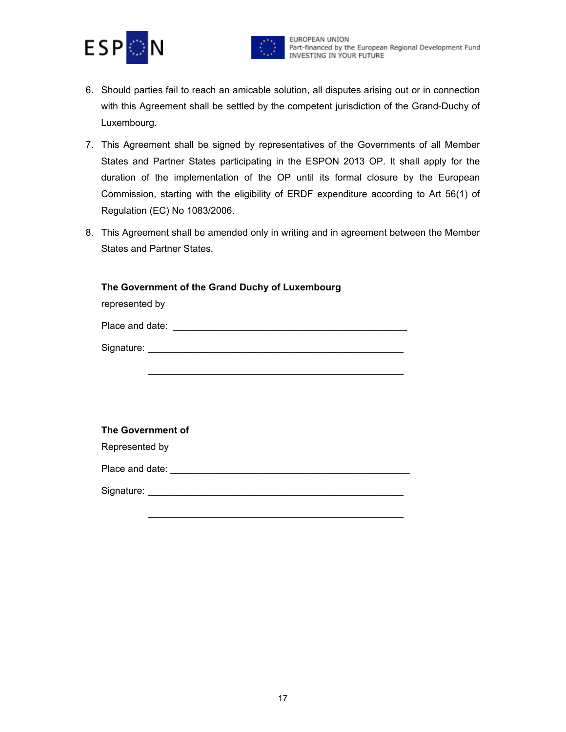6. Should parties fail to reach an amicable solution, all disputes arising out or in connection with this Agreement shall be settled by the competent jurisdiction of the Grand-Duchy of Luxembourg.

7. This Agreement shall be signed by representatives of the Governments of all Member States and Partner States participating in the ESPON 2013 OP. It shall apply for the duration of the implementation of the OP until its formal closure by the European Commission, starting with the eligibility of ERDF expenditure according to Art 56(1) of Regulation (EC) No 1083/2006.

8. This Agreement shall be amended only in writing and in agreement between the Member States and Partner States.

**The Government of the Grand Duchy of Luxembourg**

represented by

Place and date: _____________________________________________

Signature: _________________________________________________

_________________________________________________

**The Government of**

Represented by

Place and date: _____________________________________________

Signature: _________________________________________________

_________________________________________________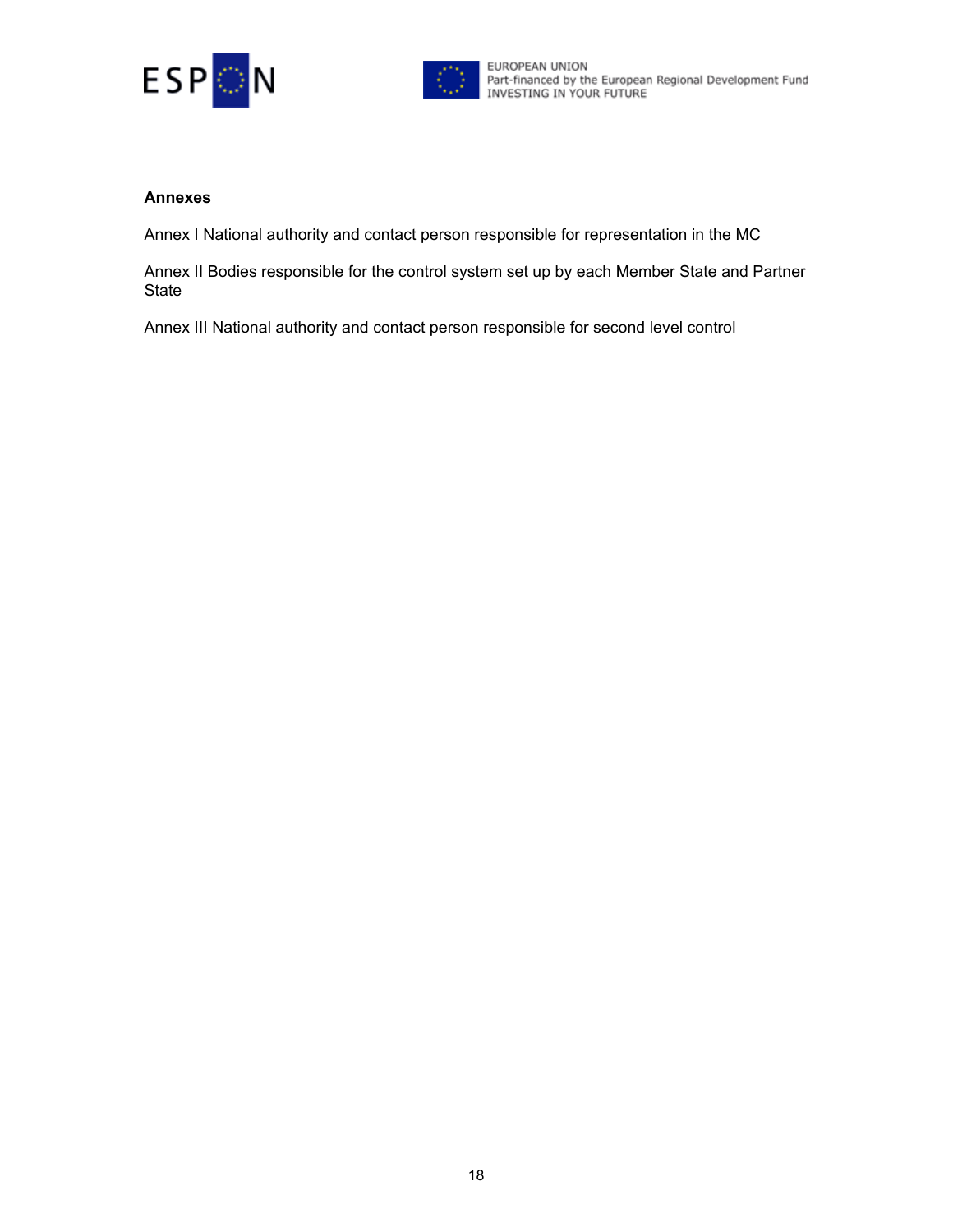**Annexes**

Annex I National authority and contact person responsible for representation in the MC

Annex II Bodies responsible for the control system set up by each Member State and Partner State

Annex III National authority and contact person responsible for second level control